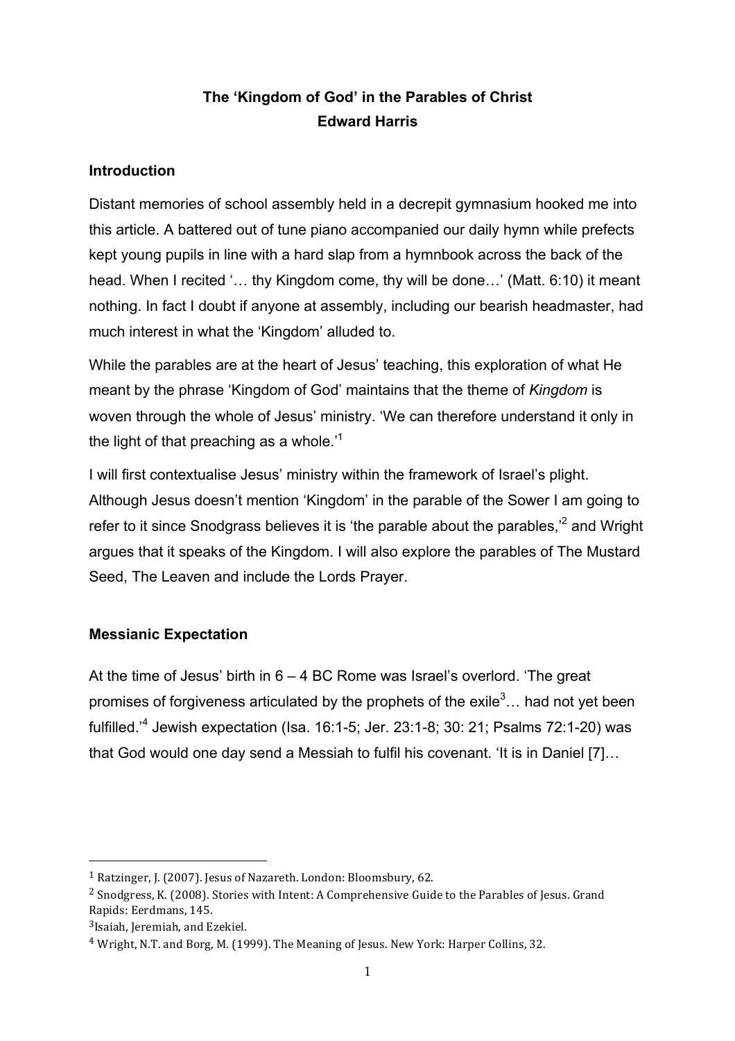# The 'Kingdom of God' in the Parables of Christ

**Edward Harris**

## Introduction

Distant memories of school assembly held in a decrepit gymnasium hooked me into this article. A battered out of tune piano accompanied our daily hymn while prefects kept young pupils in line with a hard slap from a hymnbook across the back of the head. When I recited '… thy Kingdom come, thy will be done…' (Matt. 6:10) it meant nothing. In fact I doubt if anyone at assembly, including our bearish headmaster, had much interest in what the 'Kingdom' alluded to.

While the parables are at the heart of Jesus' teaching, this exploration of what He meant by the phrase 'Kingdom of God' maintains that the theme of *Kingdom* is woven through the whole of Jesus' ministry. 'We can therefore understand it only in the light of that preaching as a whole.'[1]

I will first contextualise Jesus' ministry within the framework of Israel's plight. Although Jesus doesn't mention 'Kingdom' in the parable of the Sower I am going to refer to it since Snodgrass believes it is 'the parable about the parables,'[2] and Wright argues that it speaks of the Kingdom. I will also explore the parables of The Mustard Seed, The Leaven and include the Lords Prayer.

## Messianic Expectation

At the time of Jesus' birth in 6 – 4 BC Rome was Israel's overlord. 'The great promises of forgiveness articulated by the prophets of the exile[3]… had not yet been fulfilled.'[4] Jewish expectation (Isa. 16:1-5; Jer. 23:1-8; 30: 21; Psalms 72:1-20) was that God would one day send a Messiah to fulfil his covenant. 'It is in Daniel [7]…

---

[1] Ratzinger, J. (2007). Jesus of Nazareth. London: Bloomsbury, 62.

[2] Snodgress, K. (2008). Stories with Intent: A Comprehensive Guide to the Parables of Jesus. Grand Rapids: Eerdmans, 145.

[3] Isaiah, Jeremiah, and Ezekiel.

[4] Wright, N.T. and Borg, M. (1999). The Meaning of Jesus. New York: Harper Collins, 32.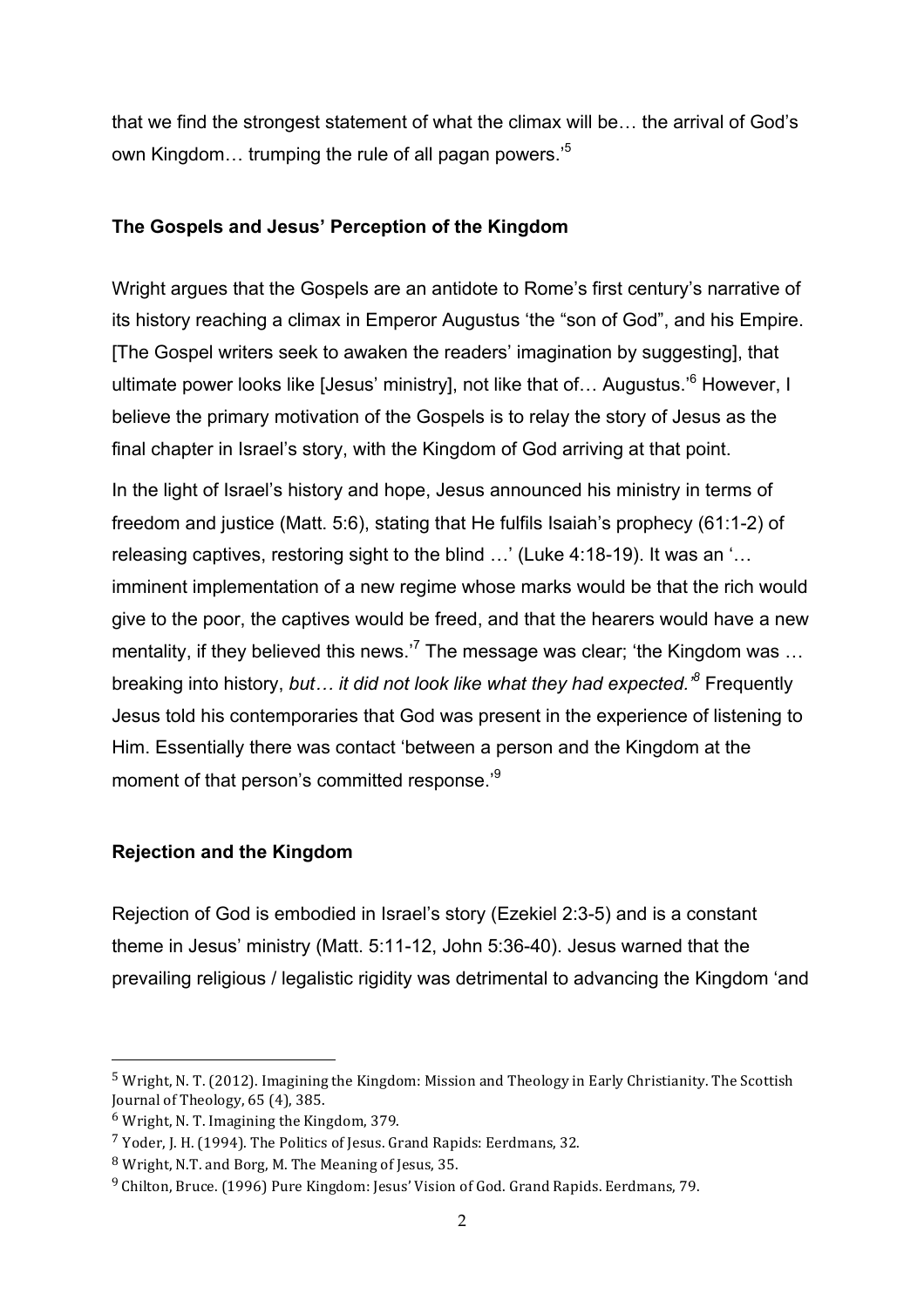that we find the strongest statement of what the climax will be… the arrival of God's own Kingdom… trumping the rule of all pagan powers.'[5]

### The Gospels and Jesus' Perception of the Kingdom

Wright argues that the Gospels are an antidote to Rome's first century's narrative of its history reaching a climax in Emperor Augustus 'the "son of God", and his Empire. [The Gospel writers seek to awaken the readers' imagination by suggesting], that ultimate power looks like [Jesus' ministry], not like that of… Augustus.'[6] However, I believe the primary motivation of the Gospels is to relay the story of Jesus as the final chapter in Israel's story, with the Kingdom of God arriving at that point.

In the light of Israel's history and hope, Jesus announced his ministry in terms of freedom and justice (Matt. 5:6), stating that He fulfils Isaiah's prophecy (61:1-2) of releasing captives, restoring sight to the blind …' (Luke 4:18-19). It was an '… imminent implementation of a new regime whose marks would be that the rich would give to the poor, the captives would be freed, and that the hearers would have a new mentality, if they believed this news.'[7] The message was clear; 'the Kingdom was … breaking into history, *but… it did not look like what they had expected.'*[8] Frequently Jesus told his contemporaries that God was present in the experience of listening to Him. Essentially there was contact 'between a person and the Kingdom at the moment of that person's committed response.'[9]

### Rejection and the Kingdom

Rejection of God is embodied in Israel's story (Ezekiel 2:3-5) and is a constant theme in Jesus' ministry (Matt. 5:11-12, John 5:36-40). Jesus warned that the prevailing religious / legalistic rigidity was detrimental to advancing the Kingdom 'and

---

[5] Wright, N. T. (2012). Imagining the Kingdom: Mission and Theology in Early Christianity. The Scottish Journal of Theology, 65 (4), 385.

[6] Wright, N. T. Imagining the Kingdom, 379.

[7] Yoder, J. H. (1994). The Politics of Jesus. Grand Rapids: Eerdmans, 32.

[8] Wright, N.T. and Borg, M. The Meaning of Jesus, 35.

[9] Chilton, Bruce. (1996) Pure Kingdom: Jesus' Vision of God. Grand Rapids. Eerdmans, 79.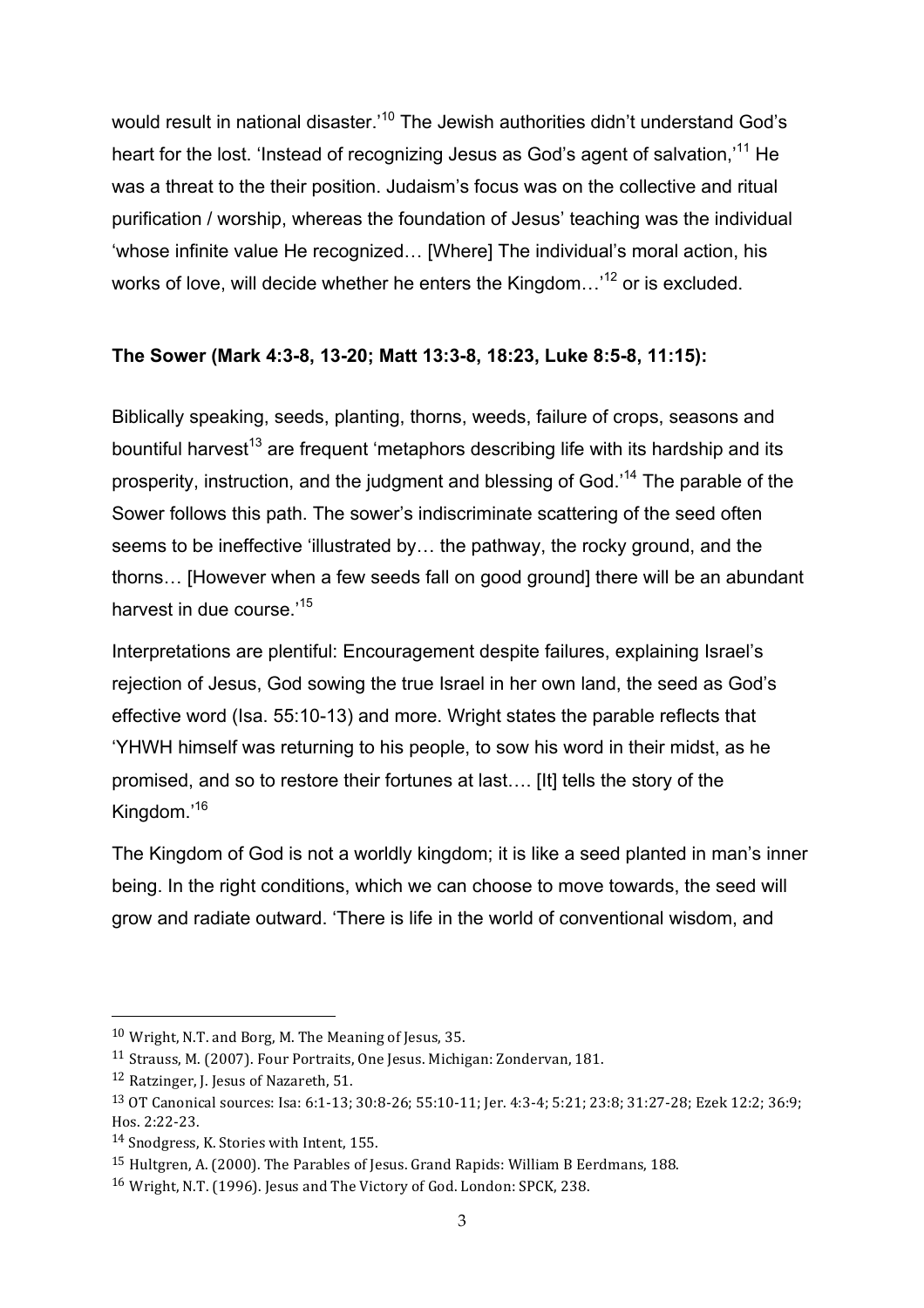would result in national disaster.'[10] The Jewish authorities didn't understand God's heart for the lost. 'Instead of recognizing Jesus as God's agent of salvation,'[11] He was a threat to the their position. Judaism's focus was on the collective and ritual purification / worship, whereas the foundation of Jesus' teaching was the individual 'whose infinite value He recognized… [Where] The individual's moral action, his works of love, will decide whether he enters the Kingdom…'[12] or is excluded.

**The Sower (Mark 4:3-8, 13-20; Matt 13:3-8, 18:23, Luke 8:5-8, 11:15):**

Biblically speaking, seeds, planting, thorns, weeds, failure of crops, seasons and bountiful harvest[13] are frequent 'metaphors describing life with its hardship and its prosperity, instruction, and the judgment and blessing of God.'[14] The parable of the Sower follows this path. The sower's indiscriminate scattering of the seed often seems to be ineffective 'illustrated by… the pathway, the rocky ground, and the thorns… [However when a few seeds fall on good ground] there will be an abundant harvest in due course.'[15]

Interpretations are plentiful: Encouragement despite failures, explaining Israel's rejection of Jesus, God sowing the true Israel in her own land, the seed as God's effective word (Isa. 55:10-13) and more. Wright states the parable reflects that 'YHWH himself was returning to his people, to sow his word in their midst, as he promised, and so to restore their fortunes at last…. [It] tells the story of the Kingdom.'[16]

The Kingdom of God is not a worldly kingdom; it is like a seed planted in man's inner being. In the right conditions, which we can choose to move towards, the seed will grow and radiate outward. 'There is life in the world of conventional wisdom, and

---

[10] Wright, N.T. and Borg, M. The Meaning of Jesus, 35.

[11] Strauss, M. (2007). Four Portraits, One Jesus. Michigan: Zondervan, 181.

[12] Ratzinger, J. Jesus of Nazareth, 51.

[13] OT Canonical sources: Isa: 6:1-13; 30:8-26; 55:10-11; Jer. 4:3-4; 5:21; 23:8; 31:27-28; Ezek 12:2; 36:9; Hos. 2:22-23.

[14] Snodgress, K. Stories with Intent, 155.

[15] Hultgren, A. (2000). The Parables of Jesus. Grand Rapids: William B Eerdmans, 188.

[16] Wright, N.T. (1996). Jesus and The Victory of God. London: SPCK, 238.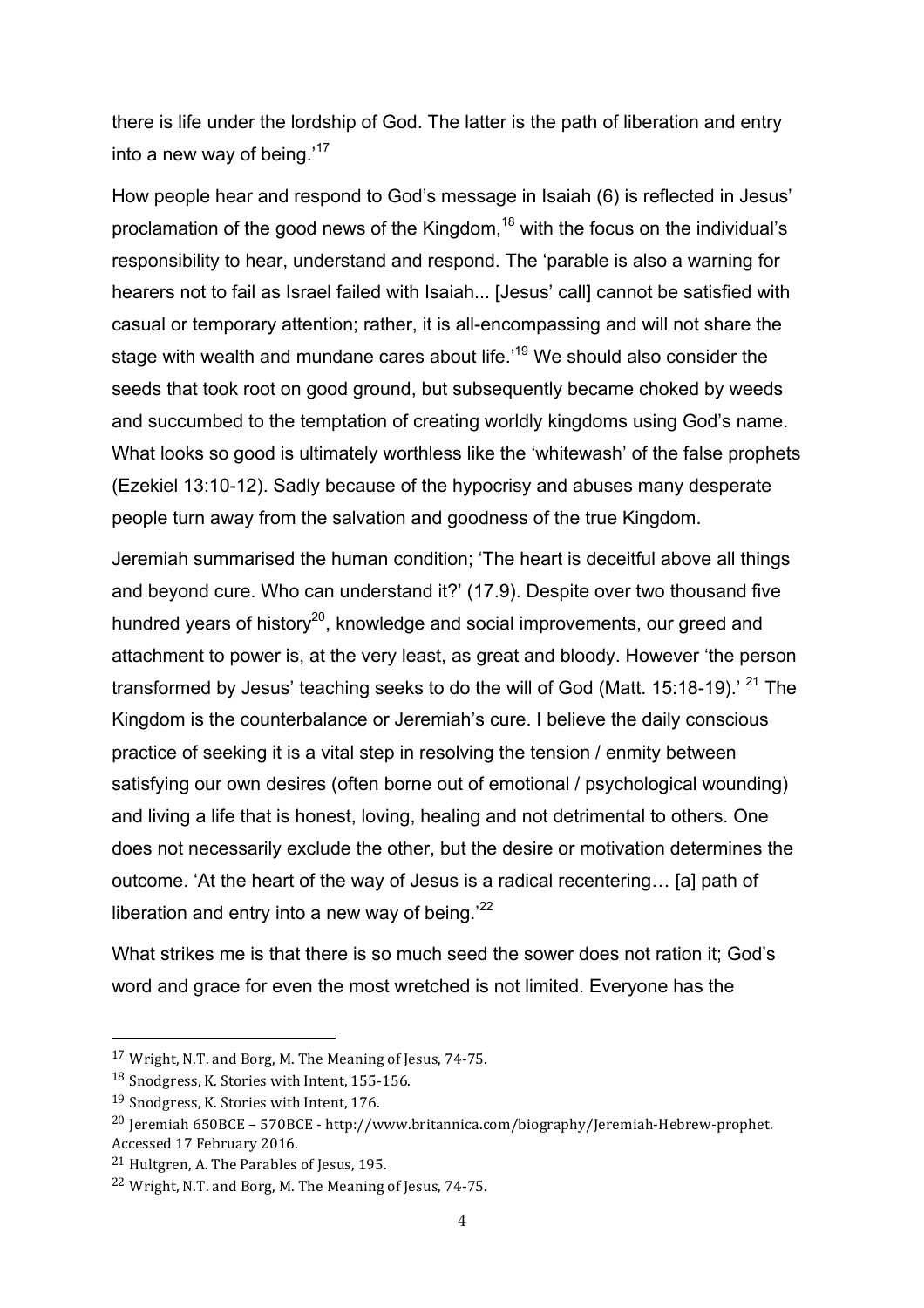there is life under the lordship of God. The latter is the path of liberation and entry into a new way of being.'[17]

How people hear and respond to God's message in Isaiah (6) is reflected in Jesus' proclamation of the good news of the Kingdom,[18] with the focus on the individual's responsibility to hear, understand and respond. The 'parable is also a warning for hearers not to fail as Israel failed with Isaiah... [Jesus' call] cannot be satisfied with casual or temporary attention; rather, it is all-encompassing and will not share the stage with wealth and mundane cares about life.'[19] We should also consider the seeds that took root on good ground, but subsequently became choked by weeds and succumbed to the temptation of creating worldly kingdoms using God's name. What looks so good is ultimately worthless like the 'whitewash' of the false prophets (Ezekiel 13:10-12). Sadly because of the hypocrisy and abuses many desperate people turn away from the salvation and goodness of the true Kingdom.

Jeremiah summarised the human condition; 'The heart is deceitful above all things and beyond cure. Who can understand it?' (17.9). Despite over two thousand five hundred years of history[20], knowledge and social improvements, our greed and attachment to power is, at the very least, as great and bloody. However 'the person transformed by Jesus' teaching seeks to do the will of God (Matt. 15:18-19).' [21] The Kingdom is the counterbalance or Jeremiah's cure. I believe the daily conscious practice of seeking it is a vital step in resolving the tension / enmity between satisfying our own desires (often borne out of emotional / psychological wounding) and living a life that is honest, loving, healing and not detrimental to others. One does not necessarily exclude the other, but the desire or motivation determines the outcome. 'At the heart of the way of Jesus is a radical recentering… [a] path of liberation and entry into a new way of being.'[22]

What strikes me is that there is so much seed the sower does not ration it; God's word and grace for even the most wretched is not limited. Everyone has the

---

[17] Wright, N.T. and Borg, M. The Meaning of Jesus, 74-75.

[18] Snodgress, K. Stories with Intent, 155-156.

[19] Snodgress, K. Stories with Intent, 176.

[20] Jeremiah 650BCE – 570BCE - http://www.britannica.com/biography/Jeremiah-Hebrew-prophet. Accessed 17 February 2016.

[21] Hultgren, A. The Parables of Jesus, 195.

[22] Wright, N.T. and Borg, M. The Meaning of Jesus, 74-75.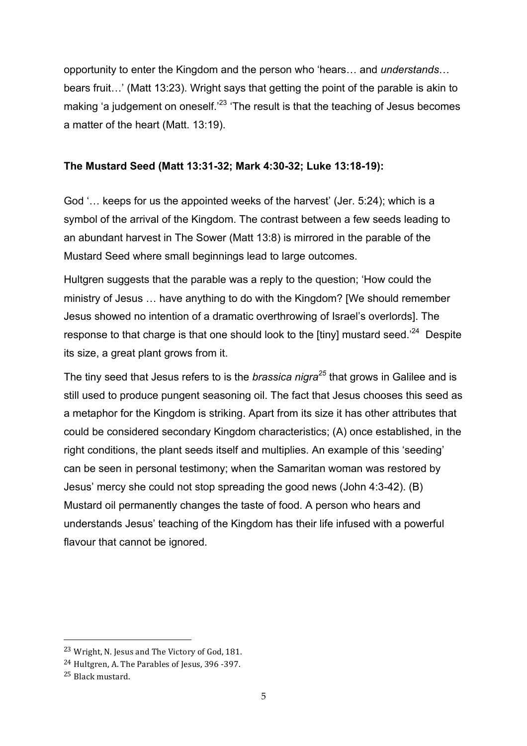opportunity to enter the Kingdom and the person who 'hears… and *understands*… bears fruit…' (Matt 13:23). Wright says that getting the point of the parable is akin to making 'a judgement on oneself.'[23] 'The result is that the teaching of Jesus becomes a matter of the heart (Matt. 13:19).

**The Mustard Seed (Matt 13:31-32; Mark 4:30-32; Luke 13:18-19):**

God '… keeps for us the appointed weeks of the harvest' (Jer. 5:24); which is a symbol of the arrival of the Kingdom. The contrast between a few seeds leading to an abundant harvest in The Sower (Matt 13:8) is mirrored in the parable of the Mustard Seed where small beginnings lead to large outcomes.

Hultgren suggests that the parable was a reply to the question; 'How could the ministry of Jesus … have anything to do with the Kingdom? [We should remember Jesus showed no intention of a dramatic overthrowing of Israel's overlords]. The response to that charge is that one should look to the [tiny] mustard seed.'[24] Despite its size, a great plant grows from it.

The tiny seed that Jesus refers to is the *brassica nigra*[25] that grows in Galilee and is still used to produce pungent seasoning oil. The fact that Jesus chooses this seed as a metaphor for the Kingdom is striking. Apart from its size it has other attributes that could be considered secondary Kingdom characteristics; (A) once established, in the right conditions, the plant seeds itself and multiplies. An example of this 'seeding' can be seen in personal testimony; when the Samaritan woman was restored by Jesus' mercy she could not stop spreading the good news (John 4:3-42). (B) Mustard oil permanently changes the taste of food. A person who hears and understands Jesus' teaching of the Kingdom has their life infused with a powerful flavour that cannot be ignored.

---

[23] Wright, N. Jesus and The Victory of God, 181.

[24] Hultgren, A. The Parables of Jesus, 396 -397.

[25] Black mustard.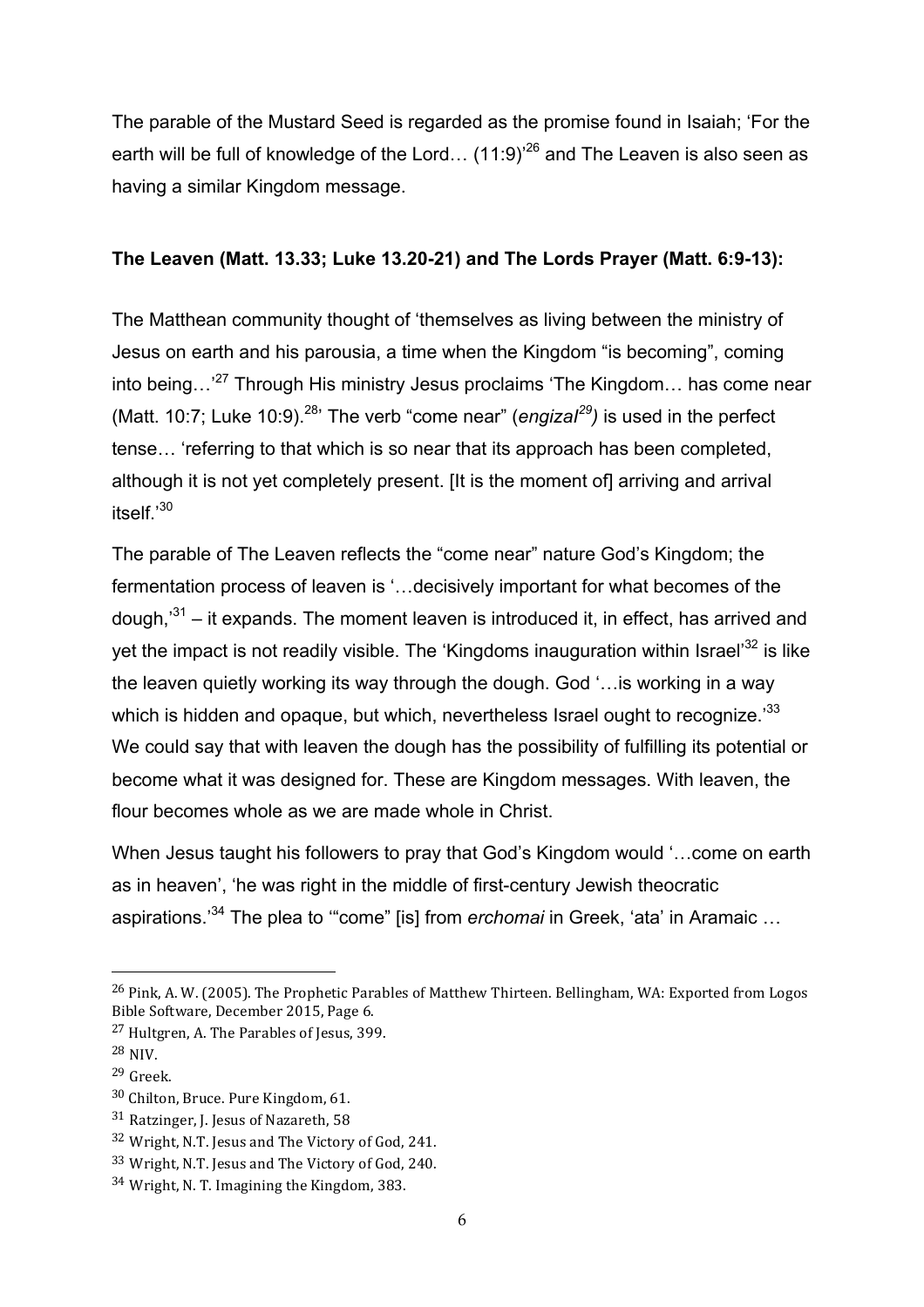The parable of the Mustard Seed is regarded as the promise found in Isaiah; 'For the earth will be full of knowledge of the Lord… (11:9)'[26] and The Leaven is also seen as having a similar Kingdom message.

**The Leaven (Matt. 13.33; Luke 13.20-21) and The Lords Prayer (Matt. 6:9-13):**

The Matthean community thought of 'themselves as living between the ministry of Jesus on earth and his parousia, a time when the Kingdom "is becoming", coming into being…'[27] Through His ministry Jesus proclaims 'The Kingdom… has come near (Matt. 10:7; Luke 10:9).[28]' The verb "come near" (*engizal*[29]) is used in the perfect tense… 'referring to that which is so near that its approach has been completed, although it is not yet completely present. [It is the moment of] arriving and arrival itself.'[30]

The parable of The Leaven reflects the "come near" nature God's Kingdom; the fermentation process of leaven is '…decisively important for what becomes of the dough,'[31] – it expands. The moment leaven is introduced it, in effect, has arrived and yet the impact is not readily visible. The 'Kingdoms inauguration within Israel'[32] is like the leaven quietly working its way through the dough. God '…is working in a way which is hidden and opaque, but which, nevertheless Israel ought to recognize.'[33] We could say that with leaven the dough has the possibility of fulfilling its potential or become what it was designed for. These are Kingdom messages. With leaven, the flour becomes whole as we are made whole in Christ.

When Jesus taught his followers to pray that God's Kingdom would '…come on earth as in heaven', 'he was right in the middle of first-century Jewish theocratic aspirations.'[34] The plea to '"come" [is] from *erchomai* in Greek, 'ata' in Aramaic …

---

[26] Pink, A. W. (2005). The Prophetic Parables of Matthew Thirteen. Bellingham, WA: Exported from Logos Bible Software, December 2015, Page 6.

[27] Hultgren, A. The Parables of Jesus, 399.

[28] NIV.

[29] Greek.

[30] Chilton, Bruce. Pure Kingdom, 61.

[31] Ratzinger, J. Jesus of Nazareth, 58

[32] Wright, N.T. Jesus and The Victory of God, 241.

[33] Wright, N.T. Jesus and The Victory of God, 240.

[34] Wright, N. T. Imagining the Kingdom, 383.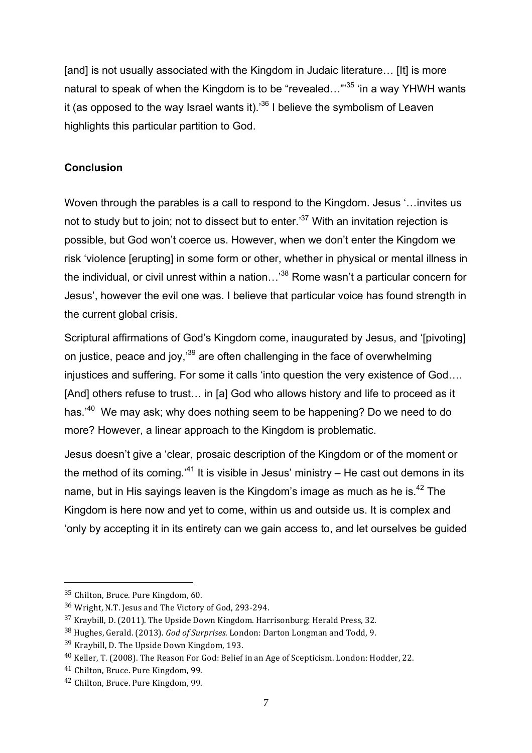[and] is not usually associated with the Kingdom in Judaic literature… [It] is more natural to speak of when the Kingdom is to be "revealed…"'[35] 'in a way YHWH wants it (as opposed to the way Israel wants it).'[36] I believe the symbolism of Leaven highlights this particular partition to God.

**Conclusion**

Woven through the parables is a call to respond to the Kingdom. Jesus '…invites us not to study but to join; not to dissect but to enter.'[37] With an invitation rejection is possible, but God won't coerce us. However, when we don't enter the Kingdom we risk 'violence [erupting] in some form or other, whether in physical or mental illness in the individual, or civil unrest within a nation…'[38] Rome wasn't a particular concern for Jesus', however the evil one was. I believe that particular voice has found strength in the current global crisis.

Scriptural affirmations of God's Kingdom come, inaugurated by Jesus, and '[pivoting] on justice, peace and joy,'[39] are often challenging in the face of overwhelming injustices and suffering. For some it calls 'into question the very existence of God…. [And] others refuse to trust… in [a] God who allows history and life to proceed as it has.'[40] We may ask; why does nothing seem to be happening? Do we need to do more? However, a linear approach to the Kingdom is problematic.

Jesus doesn't give a 'clear, prosaic description of the Kingdom or of the moment or the method of its coming.'[41] It is visible in Jesus' ministry – He cast out demons in its name, but in His sayings leaven is the Kingdom's image as much as he is.[42] The Kingdom is here now and yet to come, within us and outside us. It is complex and 'only by accepting it in its entirety can we gain access to, and let ourselves be guided

---

[35] Chilton, Bruce. Pure Kingdom, 60.

[36] Wright, N.T. Jesus and The Victory of God, 293-294.

[37] Kraybill, D. (2011). The Upside Down Kingdom. Harrisonburg: Herald Press, 32.

[38] Hughes, Gerald. (2013). *God of Surprises*. London: Darton Longman and Todd, 9.

[39] Kraybill, D. The Upside Down Kingdom, 193.

[40] Keller, T. (2008). The Reason For God: Belief in an Age of Scepticism. London: Hodder, 22.

[41] Chilton, Bruce. Pure Kingdom, 99.

[42] Chilton, Bruce. Pure Kingdom, 99.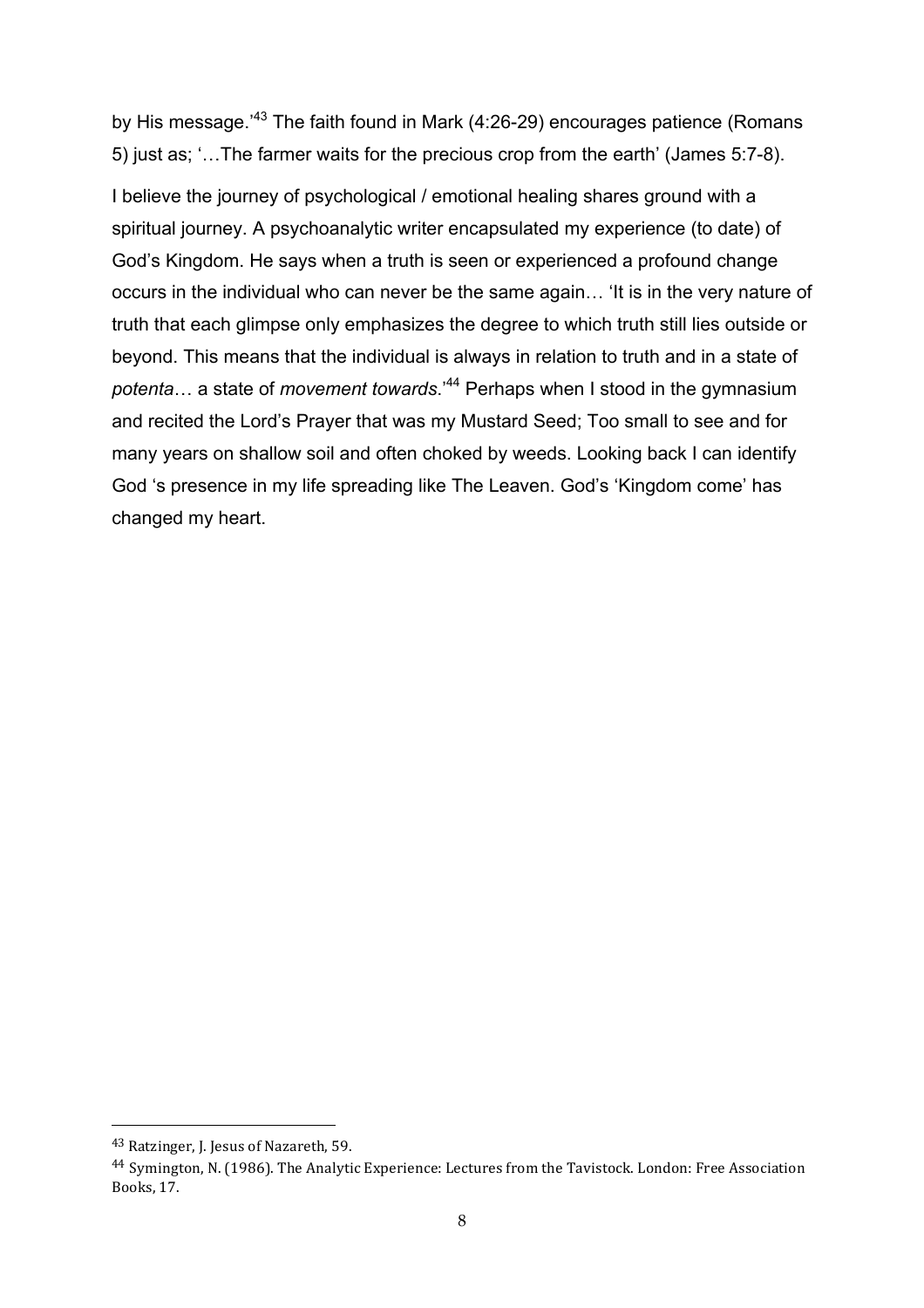by His message.'[43] The faith found in Mark (4:26-29) encourages patience (Romans 5) just as; '…The farmer waits for the precious crop from the earth' (James 5:7-8).

I believe the journey of psychological / emotional healing shares ground with a spiritual journey. A psychoanalytic writer encapsulated my experience (to date) of God's Kingdom. He says when a truth is seen or experienced a profound change occurs in the individual who can never be the same again… 'It is in the very nature of truth that each glimpse only emphasizes the degree to which truth still lies outside or beyond. This means that the individual is always in relation to truth and in a state of *potenta*… a state of *movement towards*.'[44] Perhaps when I stood in the gymnasium and recited the Lord's Prayer that was my Mustard Seed; Too small to see and for many years on shallow soil and often choked by weeds. Looking back I can identify God 's presence in my life spreading like The Leaven. God's 'Kingdom come' has changed my heart.

---

[43] Ratzinger, J. Jesus of Nazareth, 59.

[44] Symington, N. (1986). The Analytic Experience: Lectures from the Tavistock. London: Free Association Books, 17.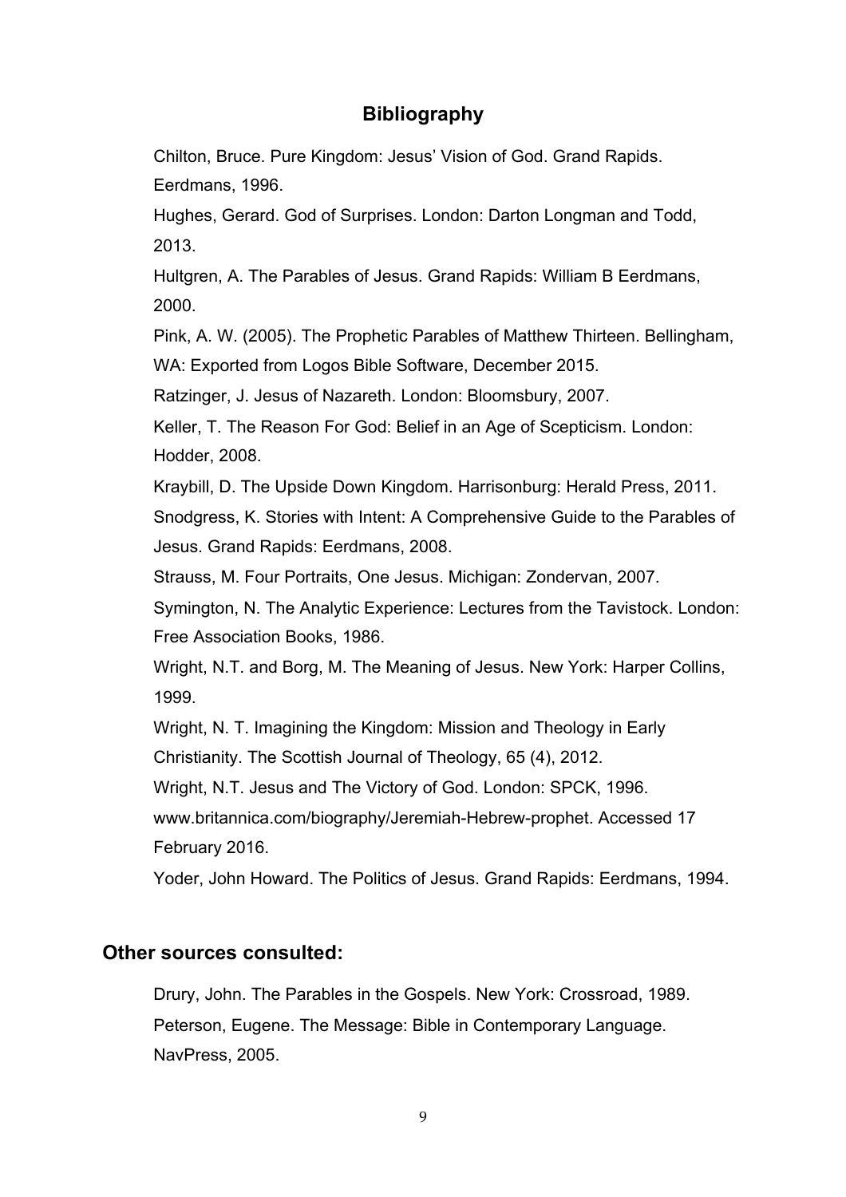## Bibliography

Chilton, Bruce. Pure Kingdom: Jesus' Vision of God. Grand Rapids. Eerdmans, 1996.

Hughes, Gerard. God of Surprises. London: Darton Longman and Todd, 2013.

Hultgren, A. The Parables of Jesus. Grand Rapids: William B Eerdmans, 2000.

Pink, A. W. (2005). The Prophetic Parables of Matthew Thirteen. Bellingham, WA: Exported from Logos Bible Software, December 2015.

Ratzinger, J. Jesus of Nazareth. London: Bloomsbury, 2007.

Keller, T. The Reason For God: Belief in an Age of Scepticism. London: Hodder, 2008.

Kraybill, D. The Upside Down Kingdom. Harrisonburg: Herald Press, 2011.

Snodgress, K. Stories with Intent: A Comprehensive Guide to the Parables of Jesus. Grand Rapids: Eerdmans, 2008.

Strauss, M. Four Portraits, One Jesus. Michigan: Zondervan, 2007.

Symington, N. The Analytic Experience: Lectures from the Tavistock. London: Free Association Books, 1986.

Wright, N.T. and Borg, M. The Meaning of Jesus. New York: Harper Collins, 1999.

Wright, N. T. Imagining the Kingdom: Mission and Theology in Early Christianity. The Scottish Journal of Theology, 65 (4), 2012.

Wright, N.T. Jesus and The Victory of God. London: SPCK, 1996.

www.britannica.com/biography/Jeremiah-Hebrew-prophet. Accessed 17 February 2016.

Yoder, John Howard. The Politics of Jesus. Grand Rapids: Eerdmans, 1994.

### Other sources consulted:

Drury, John. The Parables in the Gospels. New York: Crossroad, 1989.

Peterson, Eugene. The Message: Bible in Contemporary Language. NavPress, 2005.